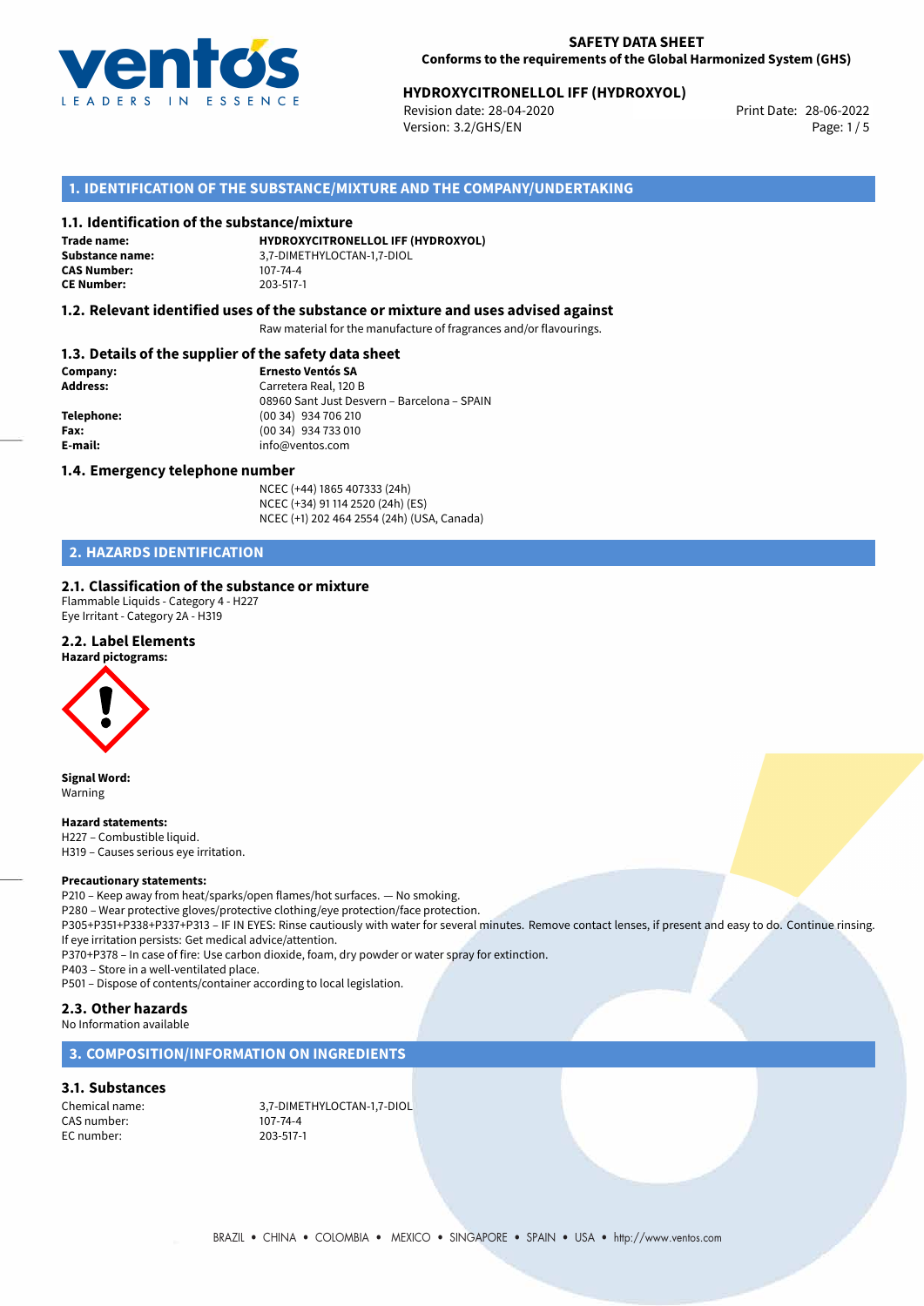**SAFETY DATA SHEET**
**Conforms to the requirements of the Global Harmonized System (GHS)**

**HYDROXYCITRONELLOL IFF (HYDROXYOL)**
Revision date: 28-04-2020
Version: 3.2/GHS/EN
Print Date: 28-06-2022

## 1. IDENTIFICATION OF THE SUBSTANCE/MIXTURE AND THE COMPANY/UNDERTAKING

### 1.1. Identification of the substance/mixture

**Trade name:** **HYDROXYCITRONELLOL IFF (HYDROXYOL)**
**Substance name:** 3,7-DIMETHYLOCTAN-1,7-DIOL
**CAS Number:** 107-74-4
**CE Number:** 203-517-1

### 1.2. Relevant identified uses of the substance or mixture and uses advised against

Raw material for the manufacture of fragrances and/or flavourings.

### 1.3. Details of the supplier of the safety data sheet

**Company:** **Ernesto Ventós SA**
**Address:** Carretera Real, 120 B
08960 Sant Just Desvern – Barcelona – SPAIN
**Telephone:** (00 34) 934 706 210
**Fax:** (00 34) 934 733 010
**E-mail:** info@ventos.com

### 1.4. Emergency telephone number

NCEC (+44) 1865 407333 (24h)
NCEC (+34) 91 114 2520 (24h) (ES)
NCEC (+1) 202 464 2554 (24h) (USA, Canada)

## 2. HAZARDS IDENTIFICATION

### 2.1. Classification of the substance or mixture

Flammable Liquids - Category 4 - H227
Eye Irritant - Category 2A - H319

### 2.2. Label Elements

**Hazard pictograms:**

**Signal Word:**
Warning

**Hazard statements:**
H227 – Combustible liquid.
H319 – Causes serious eye irritation.

**Precautionary statements:**
P210 – Keep away from heat/sparks/open flames/hot surfaces. — No smoking.
P280 – Wear protective gloves/protective clothing/eye protection/face protection.
P305+P351+P338+P337+P313 – IF IN EYES: Rinse cautiously with water for several minutes. Remove contact lenses, if present and easy to do. Continue rinsing. If eye irritation persists: Get medical advice/attention.
P370+P378 – In case of fire: Use carbon dioxide, foam, dry powder or water spray for extinction.
P403 – Store in a well-ventilated place.
P501 – Dispose of contents/container according to local legislation.

### 2.3. Other hazards

No Information available

## 3. COMPOSITION/INFORMATION ON INGREDIENTS

### 3.1. Substances

Chemical name: 3,7-DIMETHYLOCTAN-1,7-DIOL
CAS number: 107-74-4
EC number: 203-517-1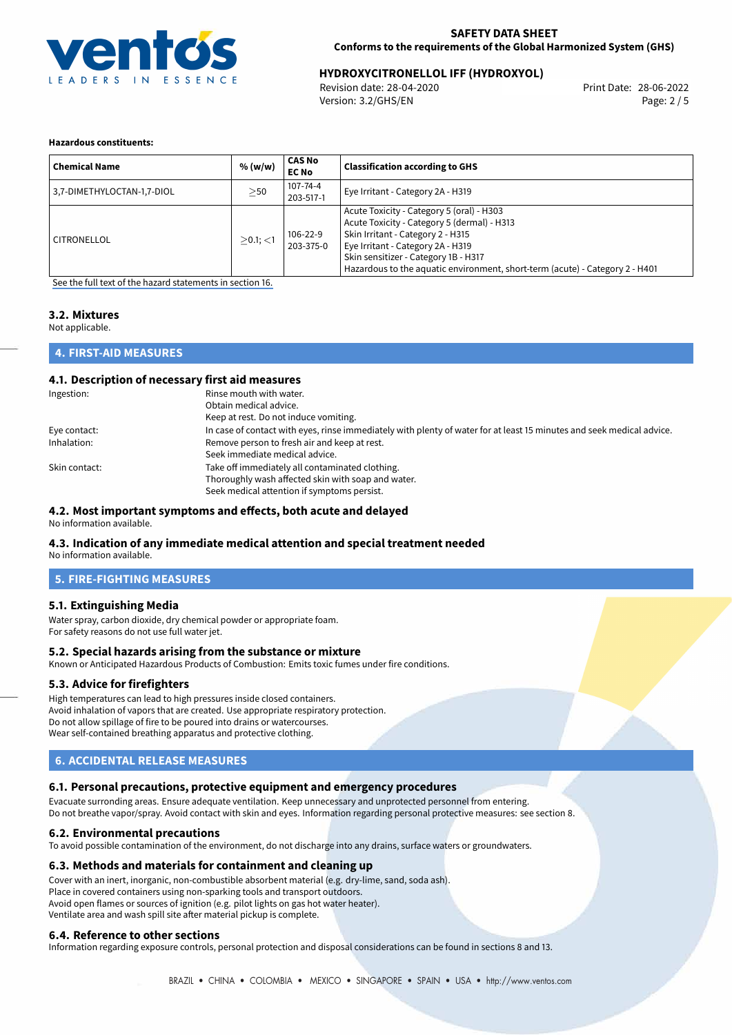**Hazardous constituents:**

| Chemical Name | % (w/w) | CAS No<br>EC No | Classification according to GHS |
|---|---|---|---|
| 3,7-DIMETHYLOCTAN-1,7-DIOL | $\geq$50 | 107-74-4<br>203-517-1 | Eye Irritant - Category 2A - H319 |
| CITRONELLOL | $\geq$0.1; $<$1 | 106-22-9<br>203-375-0 | Acute Toxicity - Category 5 (oral) - H303<br>Acute Toxicity - Category 5 (dermal) - H313<br>Skin Irritant - Category 2 - H315<br>Eye Irritant - Category 2A - H319<br>Skin sensitizer - Category 1B - H317<br>Hazardous to the aquatic environment, short-term (acute) - Category 2 - H401 |

See the full text of the hazard statements in section 16.

### 3.2. Mixtures

Not applicable.

## 4. FIRST-AID MEASURES

### 4.1. Description of necessary first aid measures

Ingestion: Rinse mouth with water.
Obtain medical advice.
Keep at rest. Do not induce vomiting.

Eye contact: In case of contact with eyes, rinse immediately with plenty of water for at least 15 minutes and seek medical advice.

Inhalation: Remove person to fresh air and keep at rest.
Seek immediate medical advice.

Skin contact: Take off immediately all contaminated clothing.
Thoroughly wash affected skin with soap and water.
Seek medical attention if symptoms persist.

### 4.2. Most important symptoms and effects, both acute and delayed

No information available.

### 4.3. Indication of any immediate medical attention and special treatment needed

No information available.

## 5. FIRE-FIGHTING MEASURES

### 5.1. Extinguishing Media

Water spray, carbon dioxide, dry chemical powder or appropriate foam.
For safety reasons do not use full water jet.

### 5.2. Special hazards arising from the substance or mixture

Known or Anticipated Hazardous Products of Combustion: Emits toxic fumes under fire conditions.

### 5.3. Advice for firefighters

High temperatures can lead to high pressures inside closed containers.
Avoid inhalation of vapors that are created. Use appropriate respiratory protection.
Do not allow spillage of fire to be poured into drains or watercourses.
Wear self-contained breathing apparatus and protective clothing.

## 6. ACCIDENTAL RELEASE MEASURES

### 6.1. Personal precautions, protective equipment and emergency procedures

Evacuate surrounding areas. Ensure adequate ventilation. Keep unnecessary and unprotected personnel from entering.
Do not breathe vapor/spray. Avoid contact with skin and eyes. Information regarding personal protective measures: see section 8.

### 6.2. Environmental precautions

To avoid possible contamination of the environment, do not discharge into any drains, surface waters or groundwaters.

### 6.3. Methods and materials for containment and cleaning up

Cover with an inert, inorganic, non-combustible absorbent material (e.g. dry-lime, sand, soda ash).
Place in covered containers using non-sparking tools and transport outdoors.
Avoid open flames or sources of ignition (e.g. pilot lights on gas hot water heater).
Ventilate area and wash spill site after material pickup is complete.

### 6.4. Reference to other sections

Information regarding exposure controls, personal protection and disposal considerations can be found in sections 8 and 13.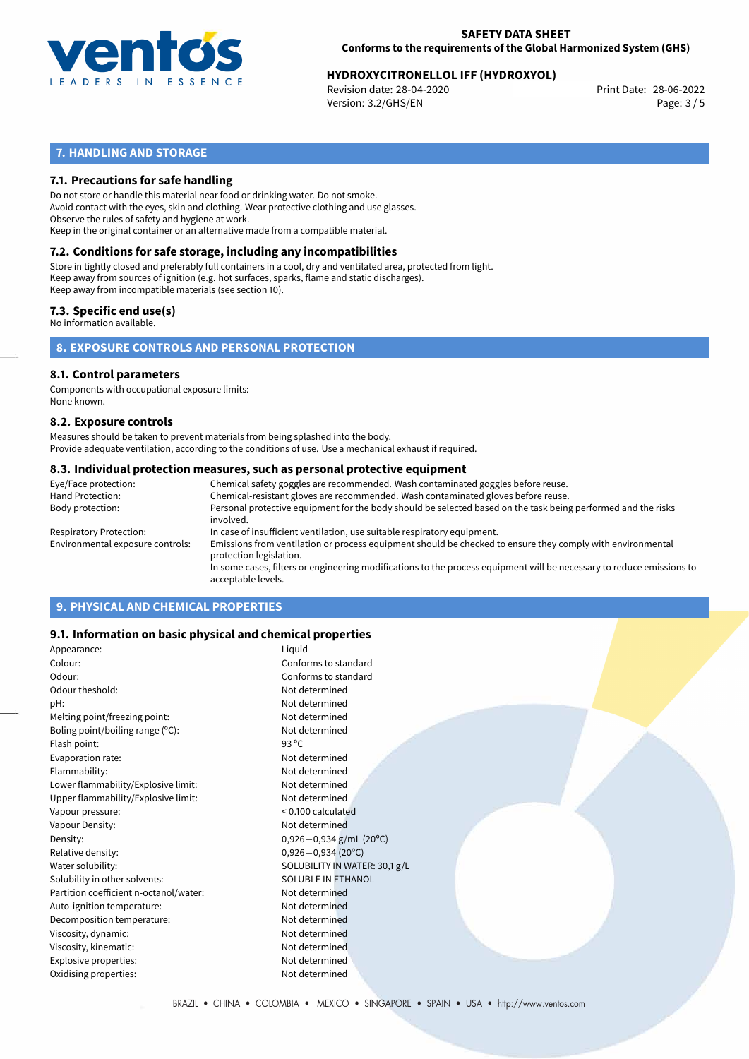## 7. HANDLING AND STORAGE

### 7.1. Precautions for safe handling

Do not store or handle this material near food or drinking water. Do not smoke.
Avoid contact with the eyes, skin and clothing. Wear protective clothing and use glasses.
Observe the rules of safety and hygiene at work.
Keep in the original container or an alternative made from a compatible material.

### 7.2. Conditions for safe storage, including any incompatibilities

Store in tightly closed and preferably full containers in a cool, dry and ventilated area, protected from light.
Keep away from sources of ignition (e.g. hot surfaces, sparks, flame and static discharges).
Keep away from incompatible materials (see section 10).

### 7.3. Specific end use(s)

No information available.

## 8. EXPOSURE CONTROLS AND PERSONAL PROTECTION

### 8.1. Control parameters

Components with occupational exposure limits:
None known.

### 8.2. Exposure controls

Measures should be taken to prevent materials from being splashed into the body.
Provide adequate ventilation, according to the conditions of use. Use a mechanical exhaust if required.

### 8.3. Individual protection measures, such as personal protective equipment

| | |
|---|---|
| Eye/Face protection: | Chemical safety goggles are recommended. Wash contaminated goggles before reuse. |
| Hand Protection: | Chemical-resistant gloves are recommended. Wash contaminated gloves before reuse. |
| Body protection: | Personal protective equipment for the body should be selected based on the task being performed and the risks involved. |
| Respiratory Protection: | In case of insufficient ventilation, use suitable respiratory equipment. |
| Environmental exposure controls: | Emissions from ventilation or process equipment should be checked to ensure they comply with environmental protection legislation. In some cases, filters or engineering modifications to the process equipment will be necessary to reduce emissions to acceptable levels. |

## 9. PHYSICAL AND CHEMICAL PROPERTIES

### 9.1. Information on basic physical and chemical properties

| | |
|---|---|
| Appearance: | Liquid |
| Colour: | Conforms to standard |
| Odour: | Conforms to standard |
| Odour theshold: | Not determined |
| pH: | Not determined |
| Melting point/freezing point: | Not determined |
| Boling point/boiling range (°C): | Not determined |
| Flash point: | 93 °C |
| Evaporation rate: | Not determined |
| Flammability: | Not determined |
| Lower flammability/Explosive limit: | Not determined |
| Upper flammability/Explosive limit: | Not determined |
| Vapour pressure: | < 0.100 calculated |
| Vapour Density: | Not determined |
| Density: | 0,926−0,934 g/mL (20°C) |
| Relative density: | 0,926−0,934 (20°C) |
| Water solubility: | SOLUBILITY IN WATER: 30,1 g/L |
| Solubility in other solvents: | SOLUBLE IN ETHANOL |
| Partition coefficient n-octanol/water: | Not determined |
| Auto-ignition temperature: | Not determined |
| Decomposition temperature: | Not determined |
| Viscosity, dynamic: | Not determined |
| Viscosity, kinematic: | Not determined |
| Explosive properties: | Not determined |
| Oxidising properties: | Not determined |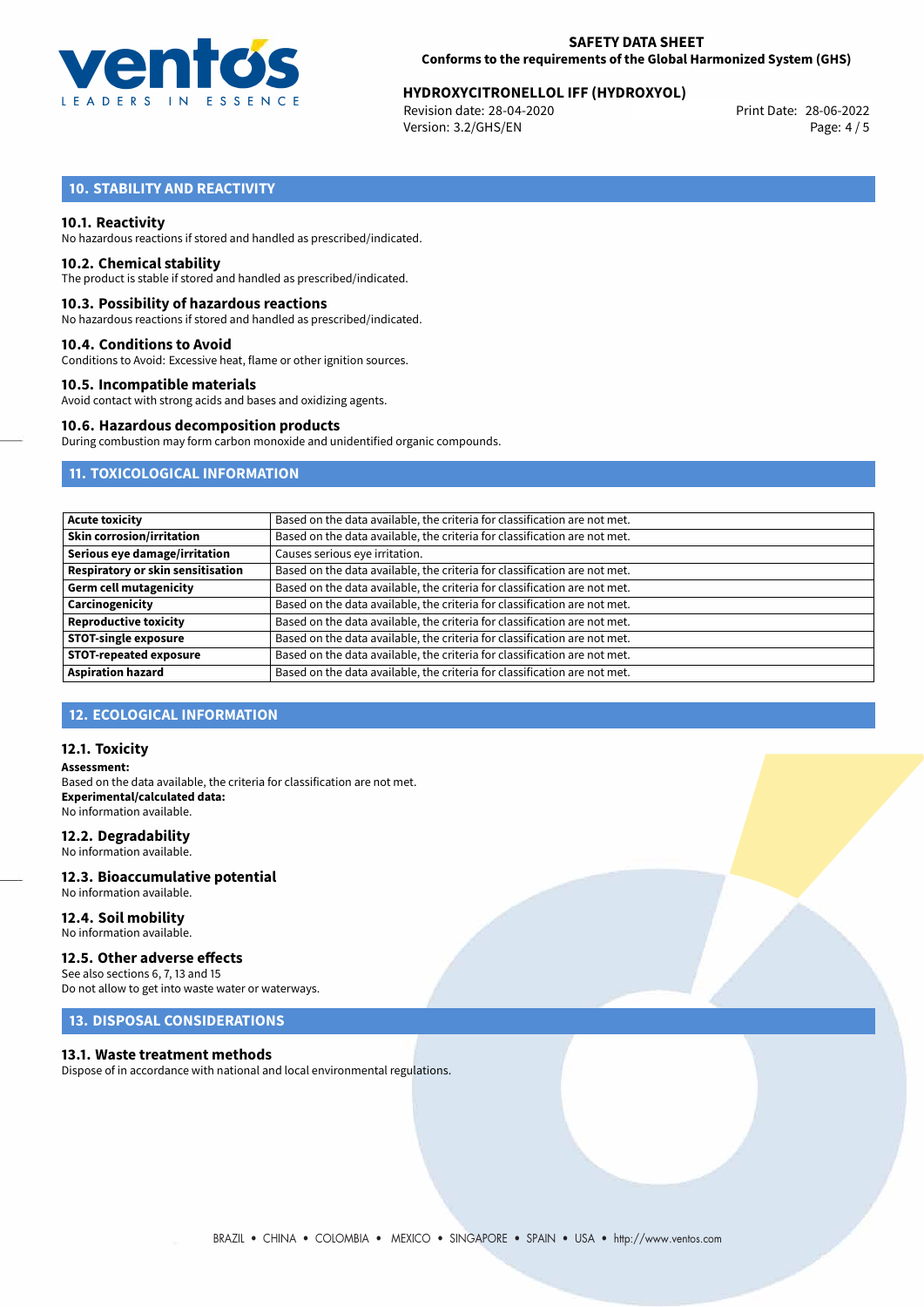## 10. STABILITY AND REACTIVITY

### 10.1. Reactivity

No hazardous reactions if stored and handled as prescribed/indicated.

### 10.2. Chemical stability

The product is stable if stored and handled as prescribed/indicated.

### 10.3. Possibility of hazardous reactions

No hazardous reactions if stored and handled as prescribed/indicated.

### 10.4. Conditions to Avoid

Conditions to Avoid: Excessive heat, flame or other ignition sources.

### 10.5. Incompatible materials

Avoid contact with strong acids and bases and oxidizing agents.

### 10.6. Hazardous decomposition products

During combustion may form carbon monoxide and unidentified organic compounds.

## 11. TOXICOLOGICAL INFORMATION

| | |
|---|---|
| **Acute toxicity** | Based on the data available, the criteria for classification are not met. |
| **Skin corrosion/irritation** | Based on the data available, the criteria for classification are not met. |
| **Serious eye damage/irritation** | Causes serious eye irritation. |
| **Respiratory or skin sensitisation** | Based on the data available, the criteria for classification are not met. |
| **Germ cell mutagenicity** | Based on the data available, the criteria for classification are not met. |
| **Carcinogenicity** | Based on the data available, the criteria for classification are not met. |
| **Reproductive toxicity** | Based on the data available, the criteria for classification are not met. |
| **STOT-single exposure** | Based on the data available, the criteria for classification are not met. |
| **STOT-repeated exposure** | Based on the data available, the criteria for classification are not met. |
| **Aspiration hazard** | Based on the data available, the criteria for classification are not met. |

## 12. ECOLOGICAL INFORMATION

### 12.1. Toxicity

**Assessment:**
Based on the data available, the criteria for classification are not met.
**Experimental/calculated data:**
No information available.

### 12.2. Degradability

No information available.

### 12.3. Bioaccumulative potential

No information available.

### 12.4. Soil mobility

No information available.

### 12.5. Other adverse effects

See also sections 6, 7, 13 and 15
Do not allow to get into waste water or waterways.

## 13. DISPOSAL CONSIDERATIONS

### 13.1. Waste treatment methods

Dispose of in accordance with national and local environmental regulations.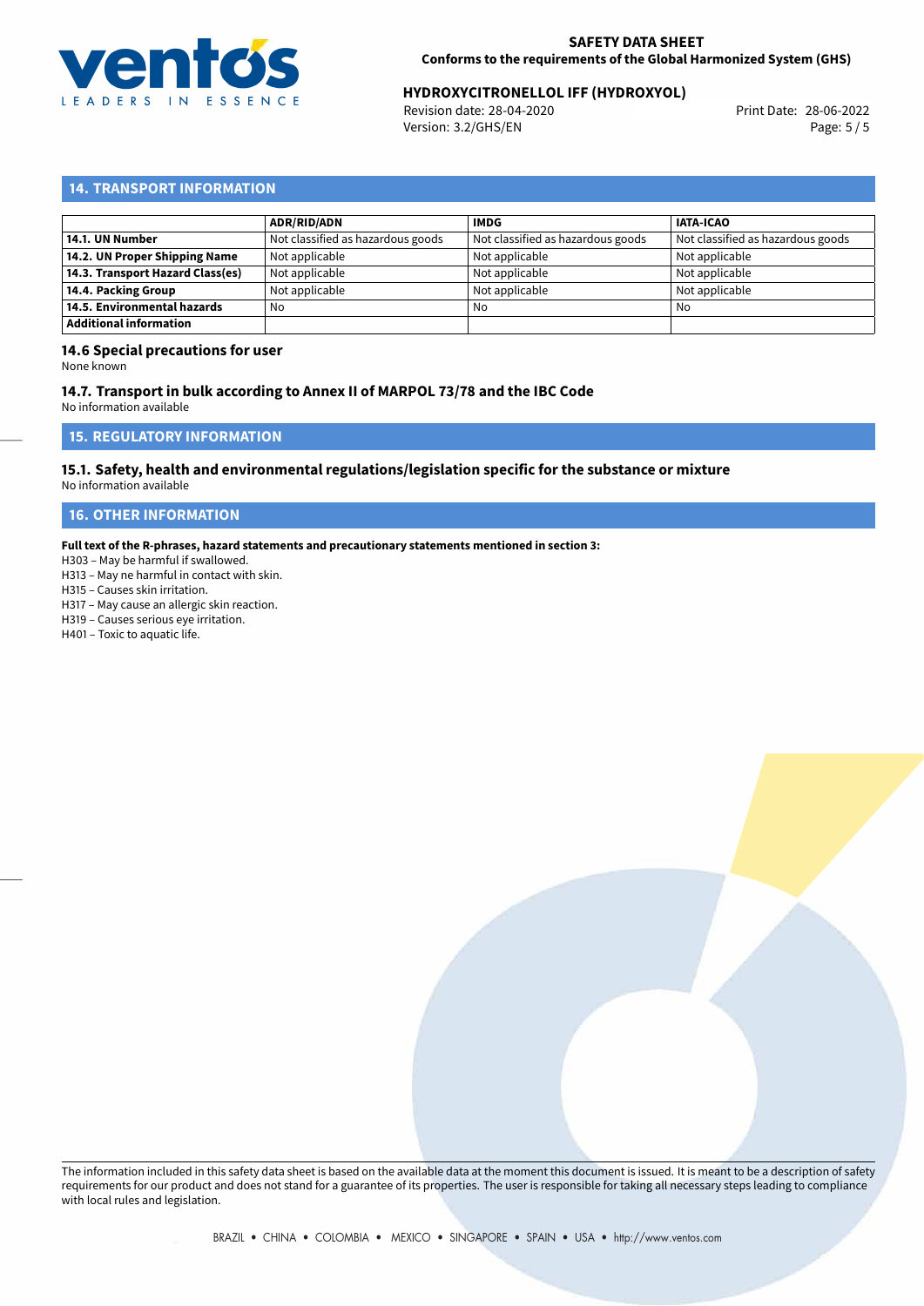## 14. TRANSPORT INFORMATION

| | ADR/RID/ADN | IMDG | IATA-ICAO |
|---|---|---|---|
| **14.1. UN Number** | Not classified as hazardous goods | Not classified as hazardous goods | Not classified as hazardous goods |
| **14.2. UN Proper Shipping Name** | Not applicable | Not applicable | Not applicable |
| **14.3. Transport Hazard Class(es)** | Not applicable | Not applicable | Not applicable |
| **14.4. Packing Group** | Not applicable | Not applicable | Not applicable |
| **14.5. Environmental hazards** | No | No | No |
| **Additional information** | | | |

### 14.6 Special precautions for user

None known

### 14.7. Transport in bulk according to Annex II of MARPOL 73/78 and the IBC Code

No information available

## 15. REGULATORY INFORMATION

### 15.1. Safety, health and environmental regulations/legislation specific for the substance or mixture

No information available

## 16. OTHER INFORMATION

**Full text of the R-phrases, hazard statements and precautionary statements mentioned in section 3:**

H303 – May be harmful if swallowed.
H313 – May ne harmful in contact with skin.
H315 – Causes skin irritation.
H317 – May cause an allergic skin reaction.
H319 – Causes serious eye irritation.
H401 – Toxic to aquatic life.

The information included in this safety data sheet is based on the available data at the moment this document is issued. It is meant to be a description of safety requirements for our product and does not stand for a guarantee of its properties. The user is responsible for taking all necessary steps leading to compliance with local rules and legislation.